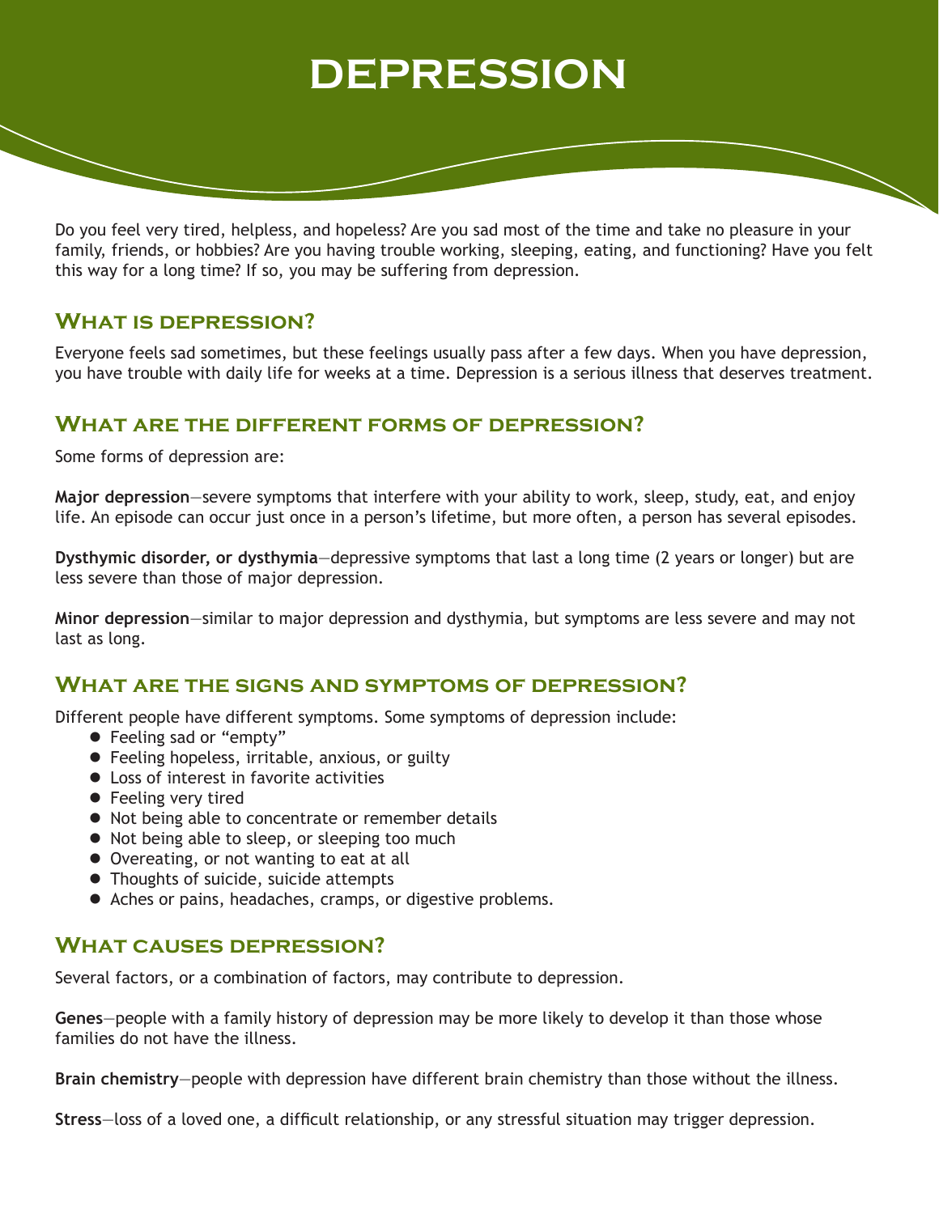# DEPRESSION

Do you feel very tired, helpless, and hopeless? Are you sad most of the time and take no pleasure in your family, friends, or hobbies? Are you having trouble working, sleeping, eating, and functioning? Have you felt this way for a long time? If so, you may be suffering from depression.

## What is depression?

Everyone feels sad sometimes, but these feelings usually pass after a few days. When you have depression, you have trouble with daily life for weeks at a time. Depression is a serious illness that deserves treatment.

## What are the different forms of depression?

Some forms of depression are:

**Major depression**—severe symptoms that interfere with your ability to work, sleep, study, eat, and enjoy life. An episode can occur just once in a person's lifetime, but more often, a person has several episodes.

**Dysthymic disorder, or dysthymia**—depressive symptoms that last a long time (2 years or longer) but are less severe than those of major depression.

**Minor depression**—similar to major depression and dysthymia, but symptoms are less severe and may not last as long.

## What are the signs and symptoms of depression?

Different people have different symptoms. Some symptoms of depression include:

- Feeling sad or "empty"
- Feeling hopeless, irritable, anxious, or guilty
- Loss of interest in favorite activities
- Feeling very tired
- Not being able to concentrate or remember details
- Not being able to sleep, or sleeping too much
- Overeating, or not wanting to eat at all
- Thoughts of suicide, suicide attempts
- Aches or pains, headaches, cramps, or digestive problems.

## What causes depression?

Several factors, or a combination of factors, may contribute to depression.

**Genes**—people with a family history of depression may be more likely to develop it than those whose families do not have the illness.

**Brain chemistry**—people with depression have different brain chemistry than those without the illness.

**Stress**—loss of a loved one, a difficult relationship, or any stressful situation may trigger depression.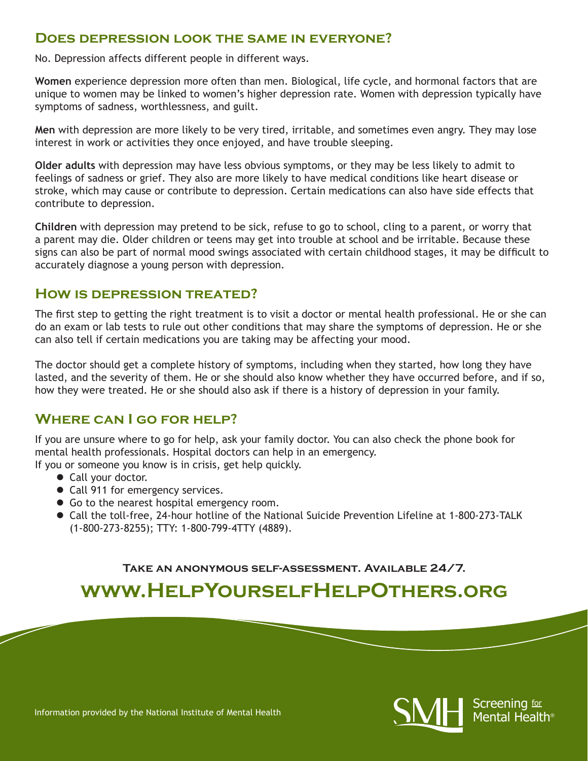## Does depression look the same in everyone?

No. Depression affects different people in different ways.

**Women** experience depression more often than men. Biological, life cycle, and hormonal factors that are unique to women may be linked to women's higher depression rate. Women with depression typically have symptoms of sadness, worthlessness, and guilt.

**Men** with depression are more likely to be very tired, irritable, and sometimes even angry. They may lose interest in work or activities they once enjoyed, and have trouble sleeping.

**Older adults** with depression may have less obvious symptoms, or they may be less likely to admit to feelings of sadness or grief. They also are more likely to have medical conditions like heart disease or stroke, which may cause or contribute to depression. Certain medications can also have side effects that contribute to depression.

**Children** with depression may pretend to be sick, refuse to go to school, cling to a parent, or worry that a parent may die. Older children or teens may get into trouble at school and be irritable. Because these signs can also be part of normal mood swings associated with certain childhood stages, it may be difficult to accurately diagnose a young person with depression.

## How is depression treated?

The first step to getting the right treatment is to visit a doctor or mental health professional. He or she can do an exam or lab tests to rule out other conditions that may share the symptoms of depression. He or she can also tell if certain medications you are taking may be affecting your mood.

The doctor should get a complete history of symptoms, including when they started, how long they have lasted, and the severity of them. He or she should also know whether they have occurred before, and if so, how they were treated. He or she should also ask if there is a history of depression in your family.

## Where can I go for help?

If you are unsure where to go for help, ask your family doctor. You can also check the phone book for mental health professionals. Hospital doctors can help in an emergency.
If you or someone you know is in crisis, get help quickly.

- Call your doctor.
- Call 911 for emergency services.
- Go to the nearest hospital emergency room.
- Call the toll-free, 24-hour hotline of the National Suicide Prevention Lifeline at 1-800-273-TALK (1-800-273-8255); TTY: 1-800-799-4TTY (4889).

**Take an anonymous self-assessment. Available 24/7.**

## www.HelpYourselfHelpOthers.org

Information provided by the National Institute of Mental Health

SMH Screening for Mental Health®